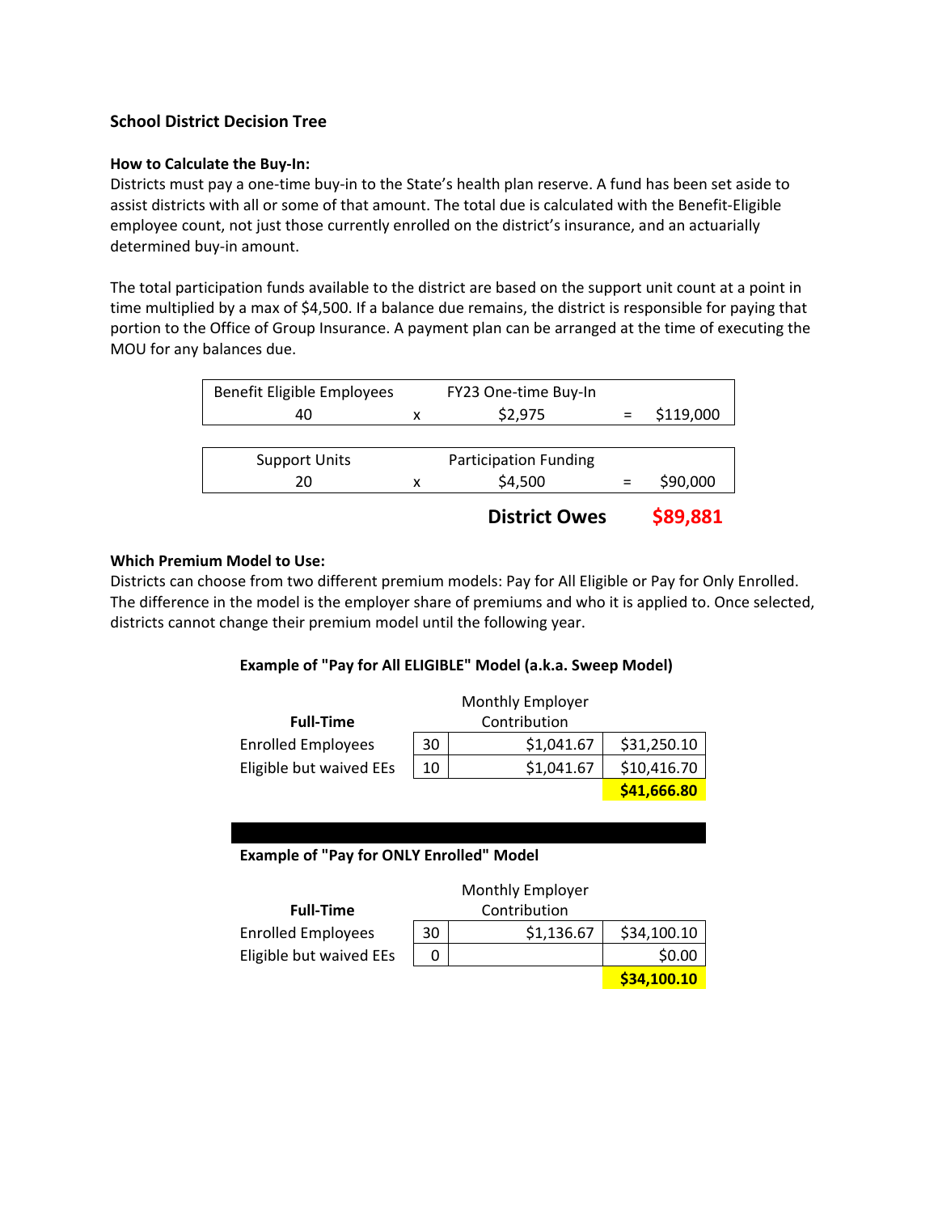## School District Decision Tree

### How to Calculate the Buy-In:

Districts must pay a one-time buy-in to the State's health plan reserve. A fund has been set aside to assist districts with all or some of that amount. The total due is calculated with the Benefit-Eligible employee count, not just those currently enrolled on the district's insurance, and an actuarially determined buy-in amount.

The total participation funds available to the district are based on the support unit count at a point in time multiplied by a max of $4,500. If a balance due remains, the district is responsible for paying that portion to the Office of Group Insurance. A payment plan can be arranged at the time of executing the MOU for any balances due.

| Benefit Eligible Employees | | FY23 One-time Buy-In | | |
|---|---|---|---|---|
| 40 | x | $2,975 | = | $119,000 |

| Support Units | | Participation Funding | | |
|---|---|---|---|---|
| 20 | x | $4,500 | = | $90,000 |

**District Owes** **$89,881**

### Which Premium Model to Use:

Districts can choose from two different premium models: Pay for All Eligible or Pay for Only Enrolled. The difference in the model is the employer share of premiums and who it is applied to. Once selected, districts cannot change their premium model until the following year.

**Example of "Pay for All ELIGIBLE" Model (a.k.a. Sweep Model)**

| **Full-Time** | | Monthly Employer Contribution | |
|---|---|---|---|
| Enrolled Employees | 30 | $1,041.67 | $31,250.10 |
| Eligible but waived EEs | 10 | $1,041.67 | $10,416.70 |
| | | | **$41,666.80** |

**Example of "Pay for ONLY Enrolled" Model**

| **Full-Time** | | Monthly Employer Contribution | |
|---|---|---|---|
| Enrolled Employees | 30 | $1,136.67 | $34,100.10 |
| Eligible but waived EEs | 0 | | $0.00 |
| | | | **$34,100.10** |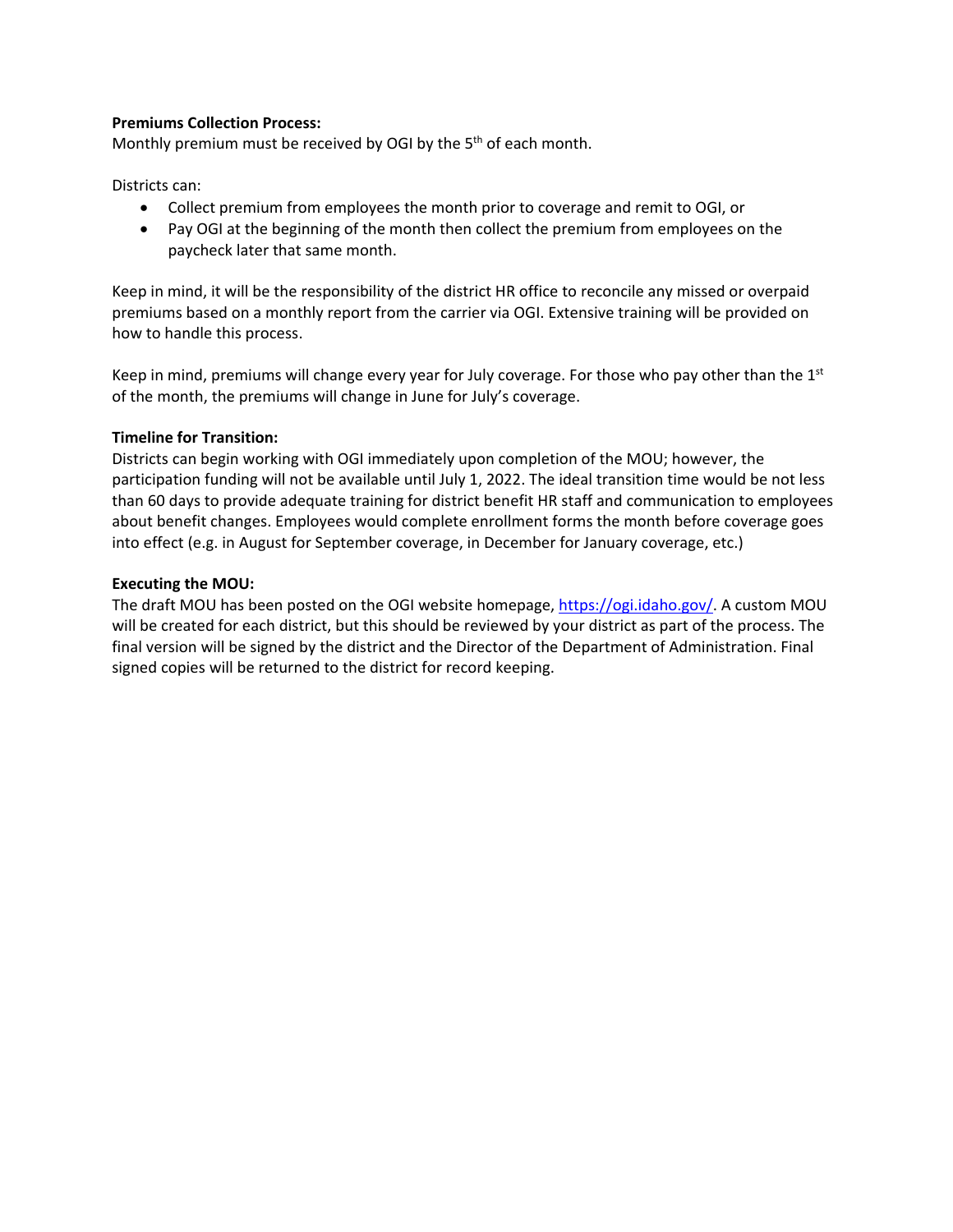**Premiums Collection Process:**
Monthly premium must be received by OGI by the 5th of each month.

Districts can:

- Collect premium from employees the month prior to coverage and remit to OGI, or
- Pay OGI at the beginning of the month then collect the premium from employees on the paycheck later that same month.

Keep in mind, it will be the responsibility of the district HR office to reconcile any missed or overpaid premiums based on a monthly report from the carrier via OGI. Extensive training will be provided on how to handle this process.

Keep in mind, premiums will change every year for July coverage. For those who pay other than the 1st of the month, the premiums will change in June for July's coverage.

**Timeline for Transition:**
Districts can begin working with OGI immediately upon completion of the MOU; however, the participation funding will not be available until July 1, 2022. The ideal transition time would be not less than 60 days to provide adequate training for district benefit HR staff and communication to employees about benefit changes. Employees would complete enrollment forms the month before coverage goes into effect (e.g. in August for September coverage, in December for January coverage, etc.)

**Executing the MOU:**
The draft MOU has been posted on the OGI website homepage, [https://ogi.idaho.gov/](https://ogi.idaho.gov/). A custom MOU will be created for each district, but this should be reviewed by your district as part of the process. The final version will be signed by the district and the Director of the Department of Administration. Final signed copies will be returned to the district for record keeping.